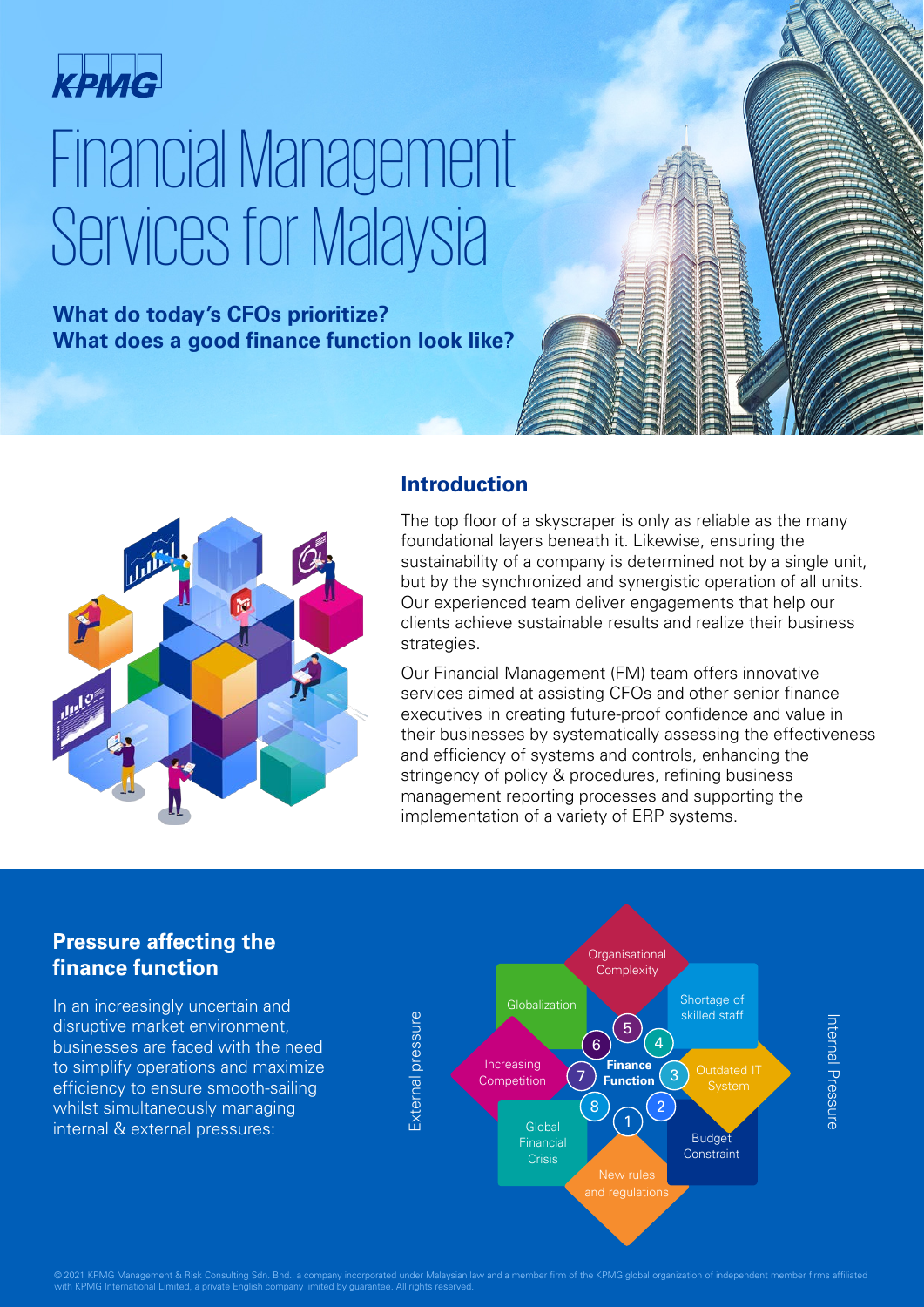KPMG

# Financial Management Services for Malaysia

**What do today's CFOs prioritize?**
**What does a good finance function look like?**

## Introduction

The top floor of a skyscraper is only as reliable as the many foundational layers beneath it. Likewise, ensuring the sustainability of a company is determined not by a single unit, but by the synchronized and synergistic operation of all units. Our experienced team deliver engagements that help our clients achieve sustainable results and realize their business strategies.

Our Financial Management (FM) team offers innovative services aimed at assisting CFOs and other senior finance executives in creating future-proof confidence and value in their businesses by systematically assessing the effectiveness and efficiency of systems and controls, enhancing the stringency of policy & procedures, refining business management reporting processes and supporting the implementation of a variety of ERP systems.

## Pressure affecting the finance function

In an increasingly uncertain and disruptive market environment, businesses are faced with the need to simplify operations and maximize efficiency to ensure smooth-sailing whilst simultaneously managing internal & external pressures:

**Finance Function**

Internal Pressure:

1. New rules and regulations
2. Budget Constraint
3. Outdated IT System
4. Shortage of skilled staff
5. Organisational Complexity

External pressure:

6. Globalization
7. Increasing Competition
8. Global Financial Crisis

© 2021 KPMG Management & Risk Consulting Sdn. Bhd., a company incorporated under Malaysian law and a member firm of the KPMG global organization of independent member firms affiliated with KPMG International Limited, a private English company limited by guarantee. All rights reserved.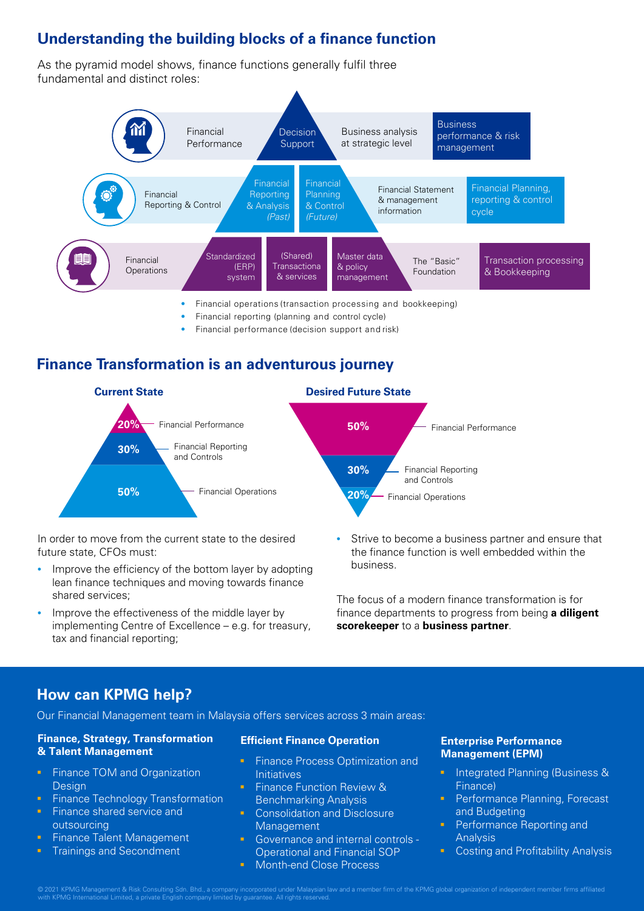## Understanding the building blocks of a finance function

As the pyramid model shows, finance functions generally fulfil three fundamental and distinct roles:

| Role | Pyramid components | Focus | Area |
|---|---|---|---|
| Financial Performance | Decision Support | Business analysis at strategic level | Business performance & risk management |
| Financial Reporting & Control | Financial Reporting & Analysis *(Past)*; Financial Planning & Control *(Future)* | Financial Statement & management information | Financial Planning, reporting & control cycle |
| Financial Operations | Standardized (ERP) system; (Shared) Transactiona & services; Master data & policy management | The "Basic" Foundation | Transaction processing & Bookkeeping |

- Financial operations (transaction processing and bookkeeping)
- Financial reporting (planning and control cycle)
- Financial performance (decision support and risk)

## Finance Transformation is an adventurous journey

| | Current State | Desired Future State |
|---|---|---|
| Financial Performance | 20% | 50% |
| Financial Reporting and Controls | 30% | 30% |
| Financial Operations | 50% | 20% |

In order to move from the current state to the desired future state, CFOs must:

- Improve the efficiency of the bottom layer by adopting lean finance techniques and moving towards finance shared services;
- Improve the effectiveness of the middle layer by implementing Centre of Excellence – e.g. for treasury, tax and financial reporting;
- Strive to become a business partner and ensure that the finance function is well embedded within the business.

The focus of a modern finance transformation is for finance departments to progress from being **a diligent scorekeeper** to a **business partner**.

## How can KPMG help?

Our Financial Management team in Malaysia offers services across 3 main areas:

### Finance, Strategy, Transformation & Talent Management

- Finance TOM and Organization Design
- Finance Technology Transformation
- Finance shared service and outsourcing
- Finance Talent Management
- Trainings and Secondment

### Efficient Finance Operation

- Finance Process Optimization and Initiatives
- Finance Function Review & Benchmarking Analysis
- Consolidation and Disclosure Management
- Governance and internal controls - Operational and Financial SOP
- Month-end Close Process

### Enterprise Performance Management (EPM)

- Integrated Planning (Business & Finance)
- Performance Planning, Forecast and Budgeting
- Performance Reporting and Analysis
- Costing and Profitability Analysis

© 2021 KPMG Management & Risk Consulting Sdn. Bhd., a company incorporated under Malaysian law and a member firm of the KPMG global organization of independent member firms affiliated with KPMG International Limited, a private English company limited by guarantee. All rights reserved.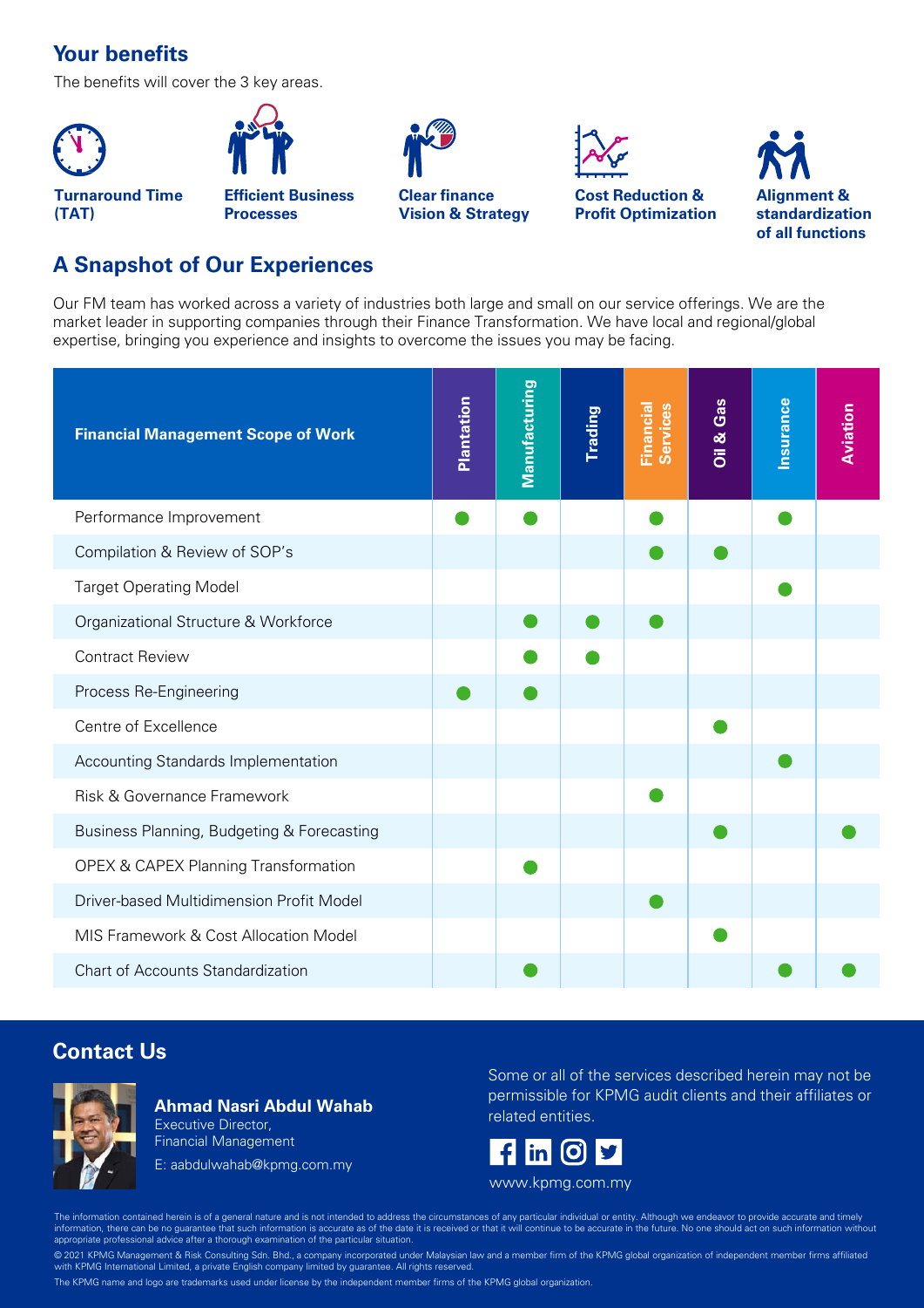## Your benefits

The benefits will cover the 3 key areas.

- Turnaround Time (TAT)
- Efficient Business Processes
- Clear finance Vision & Strategy
- Cost Reduction & Profit Optimization
- Alignment & standardization of all functions

## A Snapshot of Our Experiences

Our FM team has worked across a variety of industries both large and small on our service offerings. We are the market leader in supporting companies through their Finance Transformation. We have local and regional/global expertise, bringing you experience and insights to overcome the issues you may be facing.

| Financial Management Scope of Work | Plantation | Manufacturing | Trading | Financial Services | Oil & Gas | Insurance | Aviation |
|---|---|---|---|---|---|---|---|
| Performance Improvement | ● | ● | | ● | | ● | |
| Compilation & Review of SOP's | | | | ● | ● | | |
| Target Operating Model | | | | | | ● | |
| Organizational Structure & Workforce | | ● | ● | ● | | | |
| Contract Review | | ● | ● | | | | |
| Process Re-Engineering | ● | ● | | | | | |
| Centre of Excellence | | | | | ● | | |
| Accounting Standards Implementation | | | | | | ● | |
| Risk & Governance Framework | | | | ● | | | |
| Business Planning, Budgeting & Forecasting | | | | | ● | | ● |
| OPEX & CAPEX Planning Transformation | | ● | | | | | |
| Driver-based Multidimension Profit Model | | | | ● | | | |
| MIS Framework & Cost Allocation Model | | | | | ● | | |
| Chart of Accounts Standardization | | ● | | | | ● | ● |

## Contact Us

**Ahmad Nasri Abdul Wahab**
Executive Director,
Financial Management

E: aabdulwahab@kpmg.com.my

Some or all of the services described herein may not be permissible for KPMG audit clients and their affiliates or related entities.

www.kpmg.com.my

The information contained herein is of a general nature and is not intended to address the circumstances of any particular individual or entity. Although we endeavor to provide accurate and timely information, there can be no guarantee that such information is accurate as of the date it is received or that it will continue to be accurate in the future. No one should act on such information without appropriate professional advice after a thorough examination of the particular situation.

© 2021 KPMG Management & Risk Consulting Sdn. Bhd., a company incorporated under Malaysian law and a member firm of the KPMG global organization of independent member firms affiliated with KPMG International Limited, a private English company limited by guarantee. All rights reserved.

The KPMG name and logo are trademarks used under license by the independent member firms of the KPMG global organization.